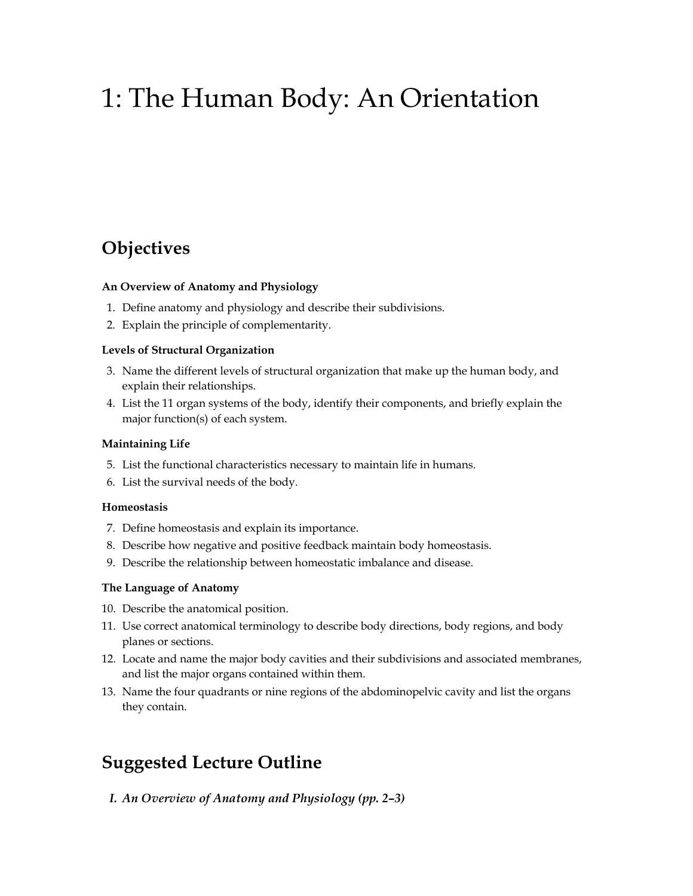# 1: The Human Body: An Orientation

## Objectives

**An Overview of Anatomy and Physiology**

1. Define anatomy and physiology and describe their subdivisions.
2. Explain the principle of complementarity.

**Levels of Structural Organization**

3. Name the different levels of structural organization that make up the human body, and explain their relationships.
4. List the 11 organ systems of the body, identify their components, and briefly explain the major function(s) of each system.

**Maintaining Life**

5. List the functional characteristics necessary to maintain life in humans.
6. List the survival needs of the body.

**Homeostasis**

7. Define homeostasis and explain its importance.
8. Describe how negative and positive feedback maintain body homeostasis.
9. Describe the relationship between homeostatic imbalance and disease.

**The Language of Anatomy**

10. Describe the anatomical position.
11. Use correct anatomical terminology to describe body directions, body regions, and body planes or sections.
12. Locate and name the major body cavities and their subdivisions and associated membranes, and list the major organs contained within them.
13. Name the four quadrants or nine regions of the abdominopelvic cavity and list the organs they contain.

## Suggested Lecture Outline

*I. An Overview of Anatomy and Physiology (pp. 2–3)*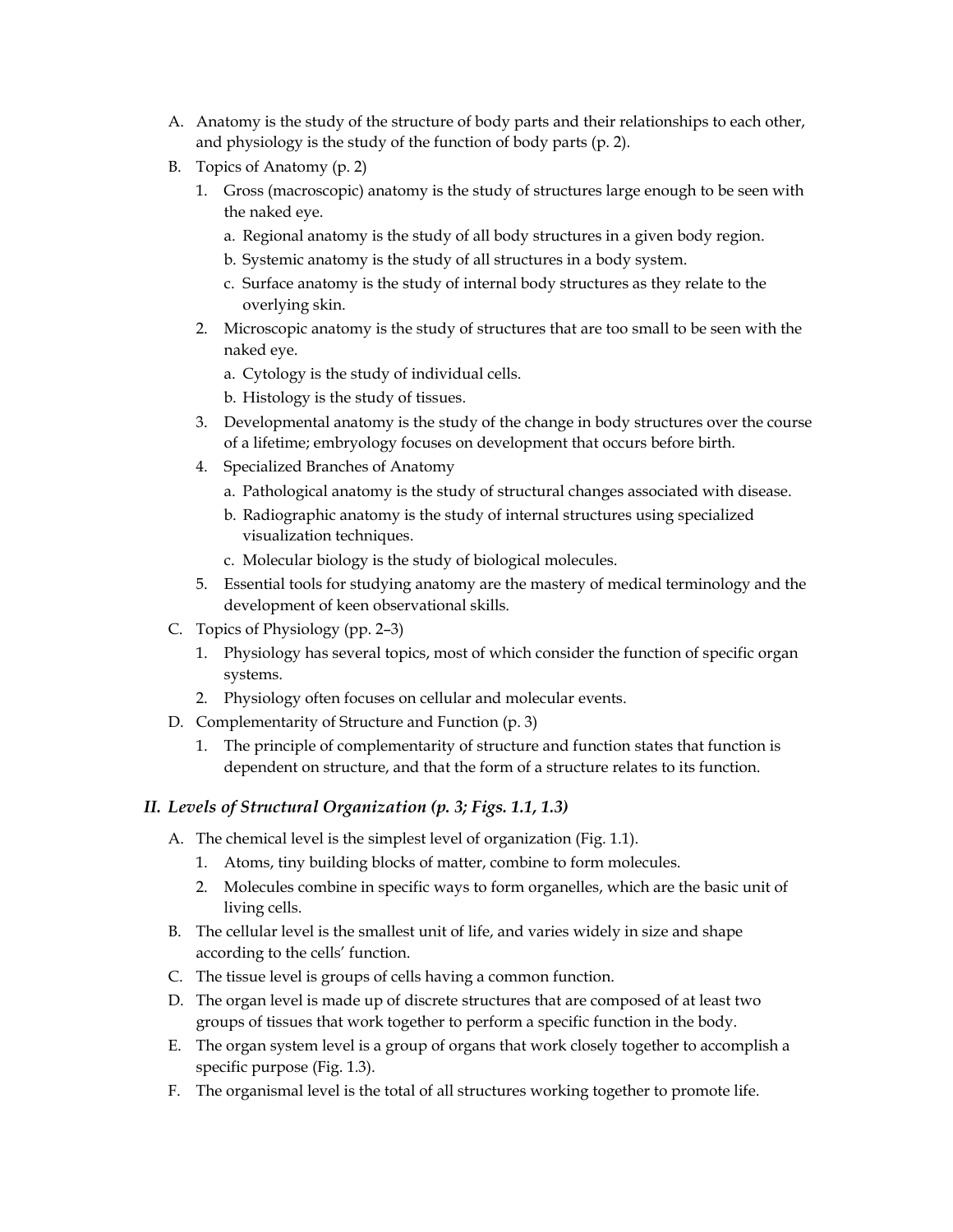A. Anatomy is the study of the structure of body parts and their relationships to each other, and physiology is the study of the function of body parts (p. 2).

B. Topics of Anatomy (p. 2)

   1. Gross (macroscopic) anatomy is the study of structures large enough to be seen with the naked eye.

      a. Regional anatomy is the study of all body structures in a given body region.

      b. Systemic anatomy is the study of all structures in a body system.

      c. Surface anatomy is the study of internal body structures as they relate to the overlying skin.

   2. Microscopic anatomy is the study of structures that are too small to be seen with the naked eye.

      a. Cytology is the study of individual cells.

      b. Histology is the study of tissues.

   3. Developmental anatomy is the study of the change in body structures over the course of a lifetime; embryology focuses on development that occurs before birth.

   4. Specialized Branches of Anatomy

      a. Pathological anatomy is the study of structural changes associated with disease.

      b. Radiographic anatomy is the study of internal structures using specialized visualization techniques.

      c. Molecular biology is the study of biological molecules.

   5. Essential tools for studying anatomy are the mastery of medical terminology and the development of keen observational skills.

C. Topics of Physiology (pp. 2–3)

   1. Physiology has several topics, most of which consider the function of specific organ systems.

   2. Physiology often focuses on cellular and molecular events.

D. Complementarity of Structure and Function (p. 3)

   1. The principle of complementarity of structure and function states that function is dependent on structure, and that the form of a structure relates to its function.

## *II. Levels of Structural Organization (p. 3; Figs. 1.1, 1.3)*

A. The chemical level is the simplest level of organization (Fig. 1.1).

   1. Atoms, tiny building blocks of matter, combine to form molecules.

   2. Molecules combine in specific ways to form organelles, which are the basic unit of living cells.

B. The cellular level is the smallest unit of life, and varies widely in size and shape according to the cells' function.

C. The tissue level is groups of cells having a common function.

D. The organ level is made up of discrete structures that are composed of at least two groups of tissues that work together to perform a specific function in the body.

E. The organ system level is a group of organs that work closely together to accomplish a specific purpose (Fig. 1.3).

F. The organismal level is the total of all structures working together to promote life.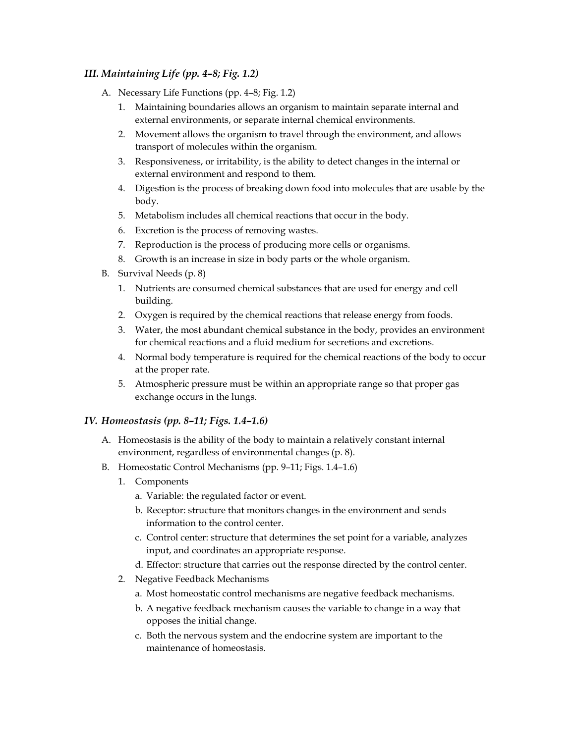### *III. Maintaining Life (pp. 4–8; Fig. 1.2)*

A. Necessary Life Functions (pp. 4–8; Fig. 1.2)
   1. Maintaining boundaries allows an organism to maintain separate internal and external environments, or separate internal chemical environments.
   2. Movement allows the organism to travel through the environment, and allows transport of molecules within the organism.
   3. Responsiveness, or irritability, is the ability to detect changes in the internal or external environment and respond to them.
   4. Digestion is the process of breaking down food into molecules that are usable by the body.
   5. Metabolism includes all chemical reactions that occur in the body.
   6. Excretion is the process of removing wastes.
   7. Reproduction is the process of producing more cells or organisms.
   8. Growth is an increase in size in body parts or the whole organism.

B. Survival Needs (p. 8)
   1. Nutrients are consumed chemical substances that are used for energy and cell building.
   2. Oxygen is required by the chemical reactions that release energy from foods.
   3. Water, the most abundant chemical substance in the body, provides an environment for chemical reactions and a fluid medium for secretions and excretions.
   4. Normal body temperature is required for the chemical reactions of the body to occur at the proper rate.
   5. Atmospheric pressure must be within an appropriate range so that proper gas exchange occurs in the lungs.

### *IV. Homeostasis (pp. 8–11; Figs. 1.4–1.6)*

A. Homeostasis is the ability of the body to maintain a relatively constant internal environment, regardless of environmental changes (p. 8).

B. Homeostatic Control Mechanisms (pp. 9–11; Figs. 1.4–1.6)
   1. Components
      a. Variable: the regulated factor or event.
      b. Receptor: structure that monitors changes in the environment and sends information to the control center.
      c. Control center: structure that determines the set point for a variable, analyzes input, and coordinates an appropriate response.
      d. Effector: structure that carries out the response directed by the control center.
   2. Negative Feedback Mechanisms
      a. Most homeostatic control mechanisms are negative feedback mechanisms.
      b. A negative feedback mechanism causes the variable to change in a way that opposes the initial change.
      c. Both the nervous system and the endocrine system are important to the maintenance of homeostasis.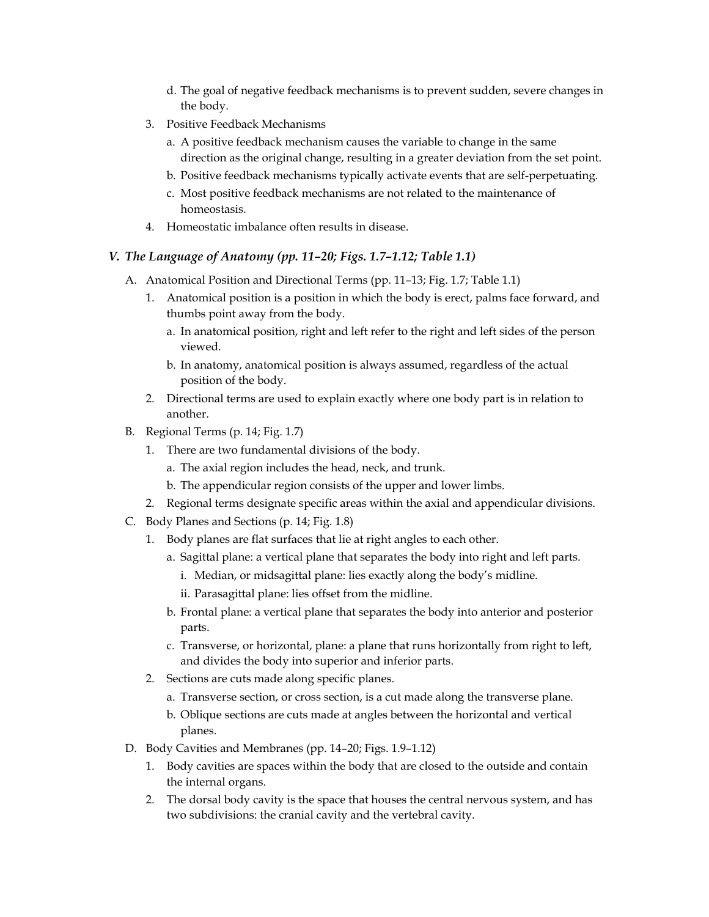d. The goal of negative feedback mechanisms is to prevent sudden, severe changes in the body.

3. Positive Feedback Mechanisms
   a. A positive feedback mechanism causes the variable to change in the same direction as the original change, resulting in a greater deviation from the set point.
   b. Positive feedback mechanisms typically activate events that are self-perpetuating.
   c. Most positive feedback mechanisms are not related to the maintenance of homeostasis.
4. Homeostatic imbalance often results in disease.

## *V. The Language of Anatomy (pp. 11–20; Figs. 1.7–1.12; Table 1.1)*

A. Anatomical Position and Directional Terms (pp. 11–13; Fig. 1.7; Table 1.1)
   1. Anatomical position is a position in which the body is erect, palms face forward, and thumbs point away from the body.
      a. In anatomical position, right and left refer to the right and left sides of the person viewed.
      b. In anatomy, anatomical position is always assumed, regardless of the actual position of the body.
   2. Directional terms are used to explain exactly where one body part is in relation to another.

B. Regional Terms (p. 14; Fig. 1.7)
   1. There are two fundamental divisions of the body.
      a. The axial region includes the head, neck, and trunk.
      b. The appendicular region consists of the upper and lower limbs.
   2. Regional terms designate specific areas within the axial and appendicular divisions.

C. Body Planes and Sections (p. 14; Fig. 1.8)
   1. Body planes are flat surfaces that lie at right angles to each other.
      a. Sagittal plane: a vertical plane that separates the body into right and left parts.
         i. Median, or midsagittal plane: lies exactly along the body's midline.
         ii. Parasagittal plane: lies offset from the midline.
      b. Frontal plane: a vertical plane that separates the body into anterior and posterior parts.
      c. Transverse, or horizontal, plane: a plane that runs horizontally from right to left, and divides the body into superior and inferior parts.
   2. Sections are cuts made along specific planes.
      a. Transverse section, or cross section, is a cut made along the transverse plane.
      b. Oblique sections are cuts made at angles between the horizontal and vertical planes.

D. Body Cavities and Membranes (pp. 14–20; Figs. 1.9–1.12)
   1. Body cavities are spaces within the body that are closed to the outside and contain the internal organs.
   2. The dorsal body cavity is the space that houses the central nervous system, and has two subdivisions: the cranial cavity and the vertebral cavity.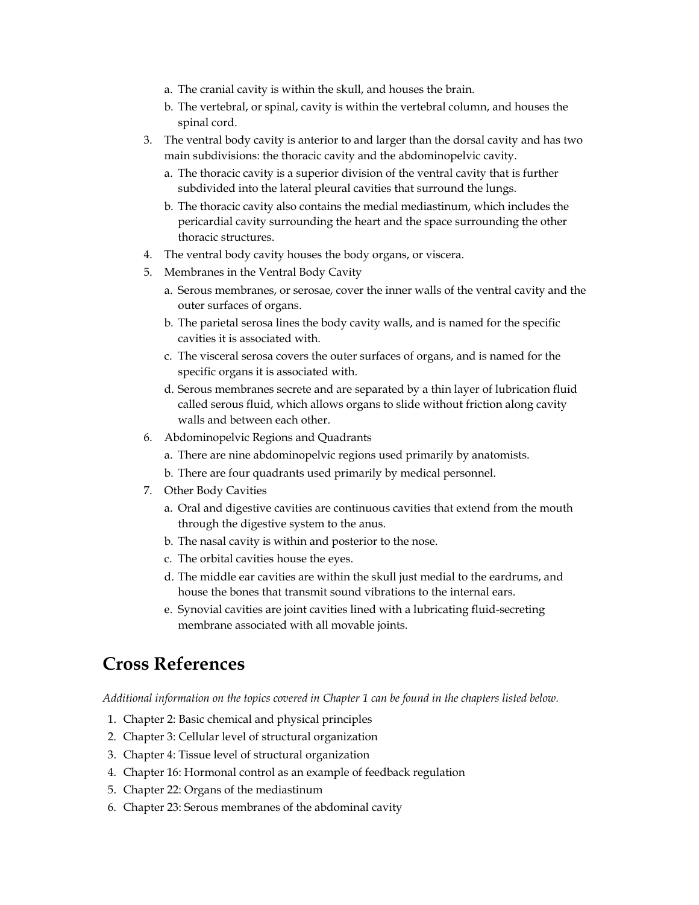a. The cranial cavity is within the skull, and houses the brain.
   b. The vertebral, or spinal, cavity is within the vertebral column, and houses the spinal cord.
3. The ventral body cavity is anterior to and larger than the dorsal cavity and has two main subdivisions: the thoracic cavity and the abdominopelvic cavity.
   a. The thoracic cavity is a superior division of the ventral cavity that is further subdivided into the lateral pleural cavities that surround the lungs.
   b. The thoracic cavity also contains the medial mediastinum, which includes the pericardial cavity surrounding the heart and the space surrounding the other thoracic structures.
4. The ventral body cavity houses the body organs, or viscera.
5. Membranes in the Ventral Body Cavity
   a. Serous membranes, or serosae, cover the inner walls of the ventral cavity and the outer surfaces of organs.
   b. The parietal serosa lines the body cavity walls, and is named for the specific cavities it is associated with.
   c. The visceral serosa covers the outer surfaces of organs, and is named for the specific organs it is associated with.
   d. Serous membranes secrete and are separated by a thin layer of lubrication fluid called serous fluid, which allows organs to slide without friction along cavity walls and between each other.
6. Abdominopelvic Regions and Quadrants
   a. There are nine abdominopelvic regions used primarily by anatomists.
   b. There are four quadrants used primarily by medical personnel.
7. Other Body Cavities
   a. Oral and digestive cavities are continuous cavities that extend from the mouth through the digestive system to the anus.
   b. The nasal cavity is within and posterior to the nose.
   c. The orbital cavities house the eyes.
   d. The middle ear cavities are within the skull just medial to the eardrums, and house the bones that transmit sound vibrations to the internal ears.
   e. Synovial cavities are joint cavities lined with a lubricating fluid-secreting membrane associated with all movable joints.

## Cross References

*Additional information on the topics covered in Chapter 1 can be found in the chapters listed below.*

1. Chapter 2: Basic chemical and physical principles
2. Chapter 3: Cellular level of structural organization
3. Chapter 4: Tissue level of structural organization
4. Chapter 16: Hormonal control as an example of feedback regulation
5. Chapter 22: Organs of the mediastinum
6. Chapter 23: Serous membranes of the abdominal cavity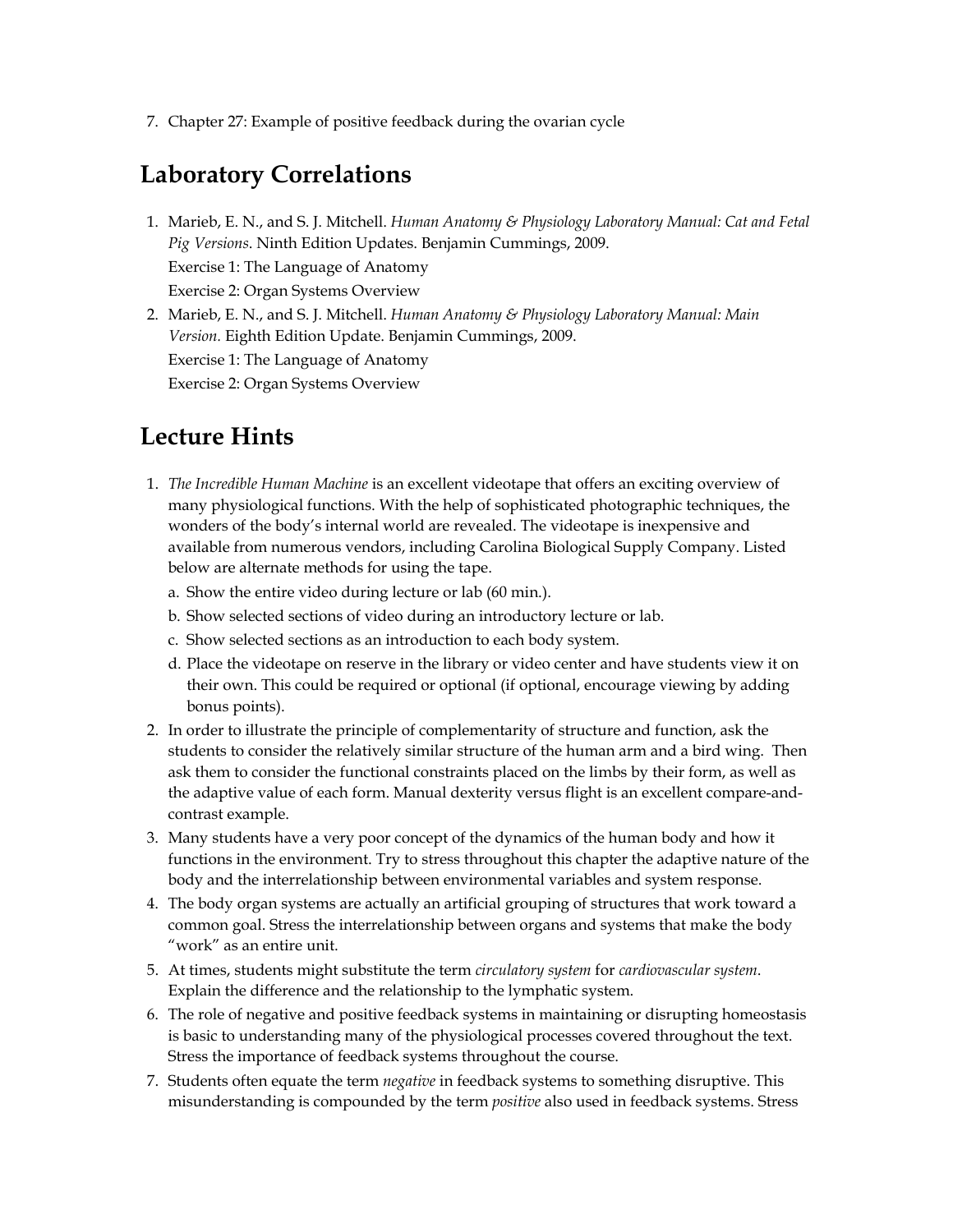7. Chapter 27: Example of positive feedback during the ovarian cycle

## Laboratory Correlations

1. Marieb, E. N., and S. J. Mitchell. *Human Anatomy & Physiology Laboratory Manual: Cat and Fetal Pig Versions*. Ninth Edition Updates. Benjamin Cummings, 2009.
   Exercise 1: The Language of Anatomy
   Exercise 2: Organ Systems Overview
2. Marieb, E. N., and S. J. Mitchell. *Human Anatomy & Physiology Laboratory Manual: Main Version.* Eighth Edition Update. Benjamin Cummings, 2009.
   Exercise 1: The Language of Anatomy
   Exercise 2: Organ Systems Overview

## Lecture Hints

1. *The Incredible Human Machine* is an excellent videotape that offers an exciting overview of many physiological functions. With the help of sophisticated photographic techniques, the wonders of the body's internal world are revealed. The videotape is inexpensive and available from numerous vendors, including Carolina Biological Supply Company. Listed below are alternate methods for using the tape.
   a. Show the entire video during lecture or lab (60 min.).
   b. Show selected sections of video during an introductory lecture or lab.
   c. Show selected sections as an introduction to each body system.
   d. Place the videotape on reserve in the library or video center and have students view it on their own. This could be required or optional (if optional, encourage viewing by adding bonus points).
2. In order to illustrate the principle of complementarity of structure and function, ask the students to consider the relatively similar structure of the human arm and a bird wing. Then ask them to consider the functional constraints placed on the limbs by their form, as well as the adaptive value of each form. Manual dexterity versus flight is an excellent compare-and-contrast example.
3. Many students have a very poor concept of the dynamics of the human body and how it functions in the environment. Try to stress throughout this chapter the adaptive nature of the body and the interrelationship between environmental variables and system response.
4. The body organ systems are actually an artificial grouping of structures that work toward a common goal. Stress the interrelationship between organs and systems that make the body "work" as an entire unit.
5. At times, students might substitute the term *circulatory system* for *cardiovascular system*. Explain the difference and the relationship to the lymphatic system.
6. The role of negative and positive feedback systems in maintaining or disrupting homeostasis is basic to understanding many of the physiological processes covered throughout the text. Stress the importance of feedback systems throughout the course.
7. Students often equate the term *negative* in feedback systems to something disruptive. This misunderstanding is compounded by the term *positive* also used in feedback systems. Stress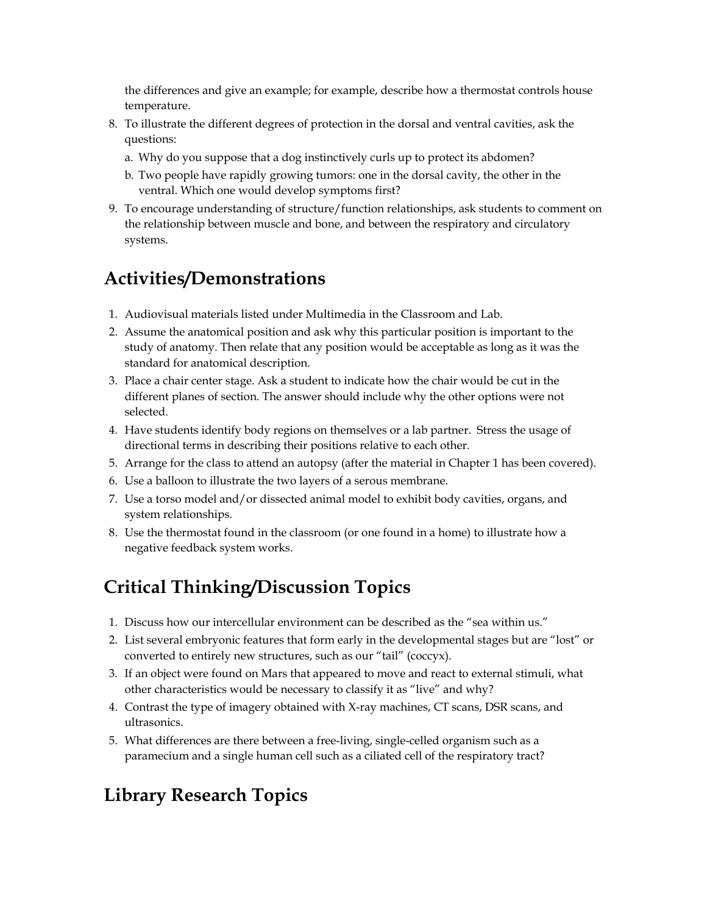the differences and give an example; for example, describe how a thermostat controls house temperature.

8. To illustrate the different degrees of protection in the dorsal and ventral cavities, ask the questions:
   a. Why do you suppose that a dog instinctively curls up to protect its abdomen?
   b. Two people have rapidly growing tumors: one in the dorsal cavity, the other in the ventral. Which one would develop symptoms first?
9. To encourage understanding of structure/function relationships, ask students to comment on the relationship between muscle and bone, and between the respiratory and circulatory systems.

## Activities/Demonstrations

1. Audiovisual materials listed under Multimedia in the Classroom and Lab.
2. Assume the anatomical position and ask why this particular position is important to the study of anatomy. Then relate that any position would be acceptable as long as it was the standard for anatomical description.
3. Place a chair center stage. Ask a student to indicate how the chair would be cut in the different planes of section. The answer should include why the other options were not selected.
4. Have students identify body regions on themselves or a lab partner. Stress the usage of directional terms in describing their positions relative to each other.
5. Arrange for the class to attend an autopsy (after the material in Chapter 1 has been covered).
6. Use a balloon to illustrate the two layers of a serous membrane.
7. Use a torso model and/or dissected animal model to exhibit body cavities, organs, and system relationships.
8. Use the thermostat found in the classroom (or one found in a home) to illustrate how a negative feedback system works.

## Critical Thinking/Discussion Topics

1. Discuss how our intercellular environment can be described as the "sea within us."
2. List several embryonic features that form early in the developmental stages but are "lost" or converted to entirely new structures, such as our "tail" (coccyx).
3. If an object were found on Mars that appeared to move and react to external stimuli, what other characteristics would be necessary to classify it as "live" and why?
4. Contrast the type of imagery obtained with X-ray machines, CT scans, DSR scans, and ultrasonics.
5. What differences are there between a free-living, single-celled organism such as a paramecium and a single human cell such as a ciliated cell of the respiratory tract?

## Library Research Topics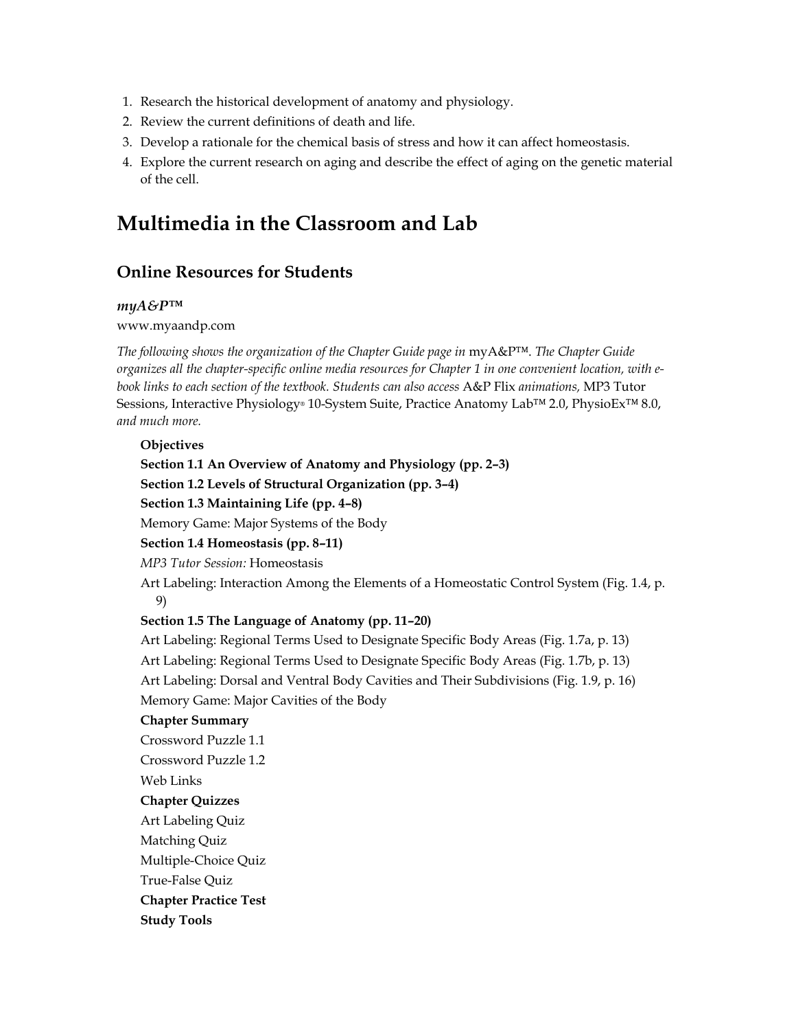1. Research the historical development of anatomy and physiology.
2. Review the current definitions of death and life.
3. Develop a rationale for the chemical basis of stress and how it can affect homeostasis.
4. Explore the current research on aging and describe the effect of aging on the genetic material of the cell.

# Multimedia in the Classroom and Lab

## Online Resources for Students

### *myA&P™*

www.myaandp.com

*The following shows the organization of the Chapter Guide page in* myA&P™. *The Chapter Guide organizes all the chapter-specific online media resources for Chapter 1 in one convenient location, with e-book links to each section of the textbook. Students can also access* A&P Flix *animations,* MP3 Tutor Sessions, Interactive Physiology® 10-System Suite, Practice Anatomy Lab™ 2.0, PhysioEx™ 8.0, *and much more.*

**Objectives**

**Section 1.1 An Overview of Anatomy and Physiology (pp. 2–3)**

**Section 1.2 Levels of Structural Organization (pp. 3–4)**

**Section 1.3 Maintaining Life (pp. 4–8)**

Memory Game: Major Systems of the Body

**Section 1.4 Homeostasis (pp. 8–11)**

*MP3 Tutor Session:* Homeostasis

Art Labeling: Interaction Among the Elements of a Homeostatic Control System (Fig. 1.4, p. 9)

**Section 1.5 The Language of Anatomy (pp. 11–20)**

Art Labeling: Regional Terms Used to Designate Specific Body Areas (Fig. 1.7a, p. 13)

Art Labeling: Regional Terms Used to Designate Specific Body Areas (Fig. 1.7b, p. 13)

Art Labeling: Dorsal and Ventral Body Cavities and Their Subdivisions (Fig. 1.9, p. 16)

Memory Game: Major Cavities of the Body

**Chapter Summary**

Crossword Puzzle 1.1

Crossword Puzzle 1.2

Web Links

**Chapter Quizzes**

Art Labeling Quiz

Matching Quiz

Multiple-Choice Quiz

True-False Quiz

**Chapter Practice Test**

**Study Tools**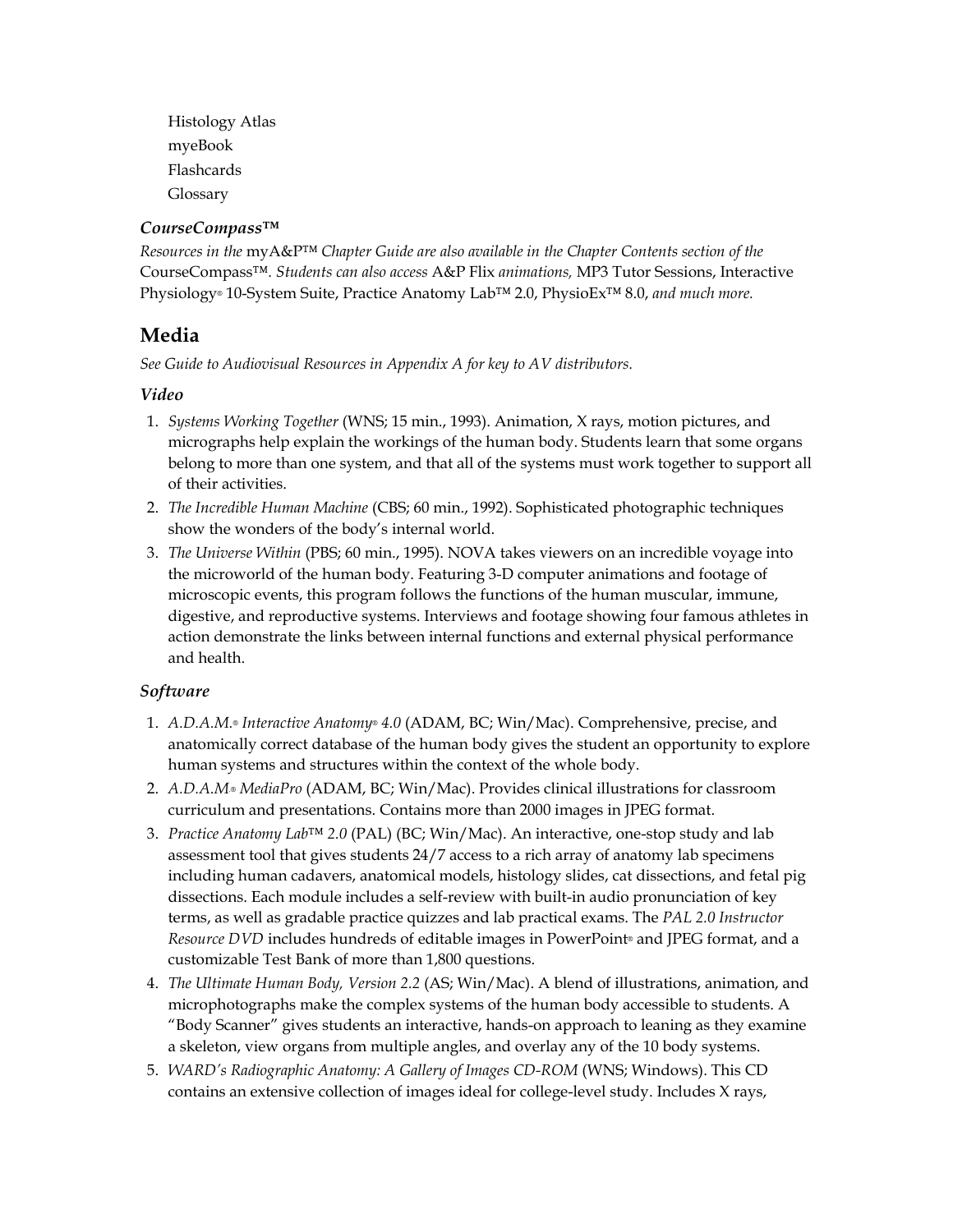Histology Atlas
myeBook
Flashcards
Glossary

### *CourseCompass™*

*Resources in the* myA&P™ *Chapter Guide are also available in the Chapter Contents section of the* CourseCompass™. *Students can also access* A&P Flix *animations,* MP3 Tutor Sessions, Interactive Physiology® 10-System Suite, Practice Anatomy Lab™ 2.0, PhysioEx™ 8.0, *and much more.*

## Media

*See Guide to Audiovisual Resources in Appendix A for key to AV distributors.*

### *Video*

1. *Systems Working Together* (WNS; 15 min., 1993). Animation, X rays, motion pictures, and micrographs help explain the workings of the human body. Students learn that some organs belong to more than one system, and that all of the systems must work together to support all of their activities.
2. *The Incredible Human Machine* (CBS; 60 min., 1992). Sophisticated photographic techniques show the wonders of the body's internal world.
3. *The Universe Within* (PBS; 60 min., 1995). NOVA takes viewers on an incredible voyage into the microworld of the human body. Featuring 3-D computer animations and footage of microscopic events, this program follows the functions of the human muscular, immune, digestive, and reproductive systems. Interviews and footage showing four famous athletes in action demonstrate the links between internal functions and external physical performance and health.

### *Software*

1. *A.D.A.M.® Interactive Anatomy® 4.0* (ADAM, BC; Win/Mac). Comprehensive, precise, and anatomically correct database of the human body gives the student an opportunity to explore human systems and structures within the context of the whole body.
2. *A.D.A.M® MediaPro* (ADAM, BC; Win/Mac). Provides clinical illustrations for classroom curriculum and presentations. Contains more than 2000 images in JPEG format.
3. *Practice Anatomy Lab™ 2.0* (PAL) (BC; Win/Mac). An interactive, one-stop study and lab assessment tool that gives students 24/7 access to a rich array of anatomy lab specimens including human cadavers, anatomical models, histology slides, cat dissections, and fetal pig dissections. Each module includes a self-review with built-in audio pronunciation of key terms, as well as gradable practice quizzes and lab practical exams. The *PAL 2.0 Instructor Resource DVD* includes hundreds of editable images in PowerPoint® and JPEG format, and a customizable Test Bank of more than 1,800 questions.
4. *The Ultimate Human Body, Version 2.2* (AS; Win/Mac). A blend of illustrations, animation, and microphotographs make the complex systems of the human body accessible to students. A "Body Scanner" gives students an interactive, hands-on approach to leaning as they examine a skeleton, view organs from multiple angles, and overlay any of the 10 body systems.
5. *WARD's Radiographic Anatomy: A Gallery of Images CD-ROM* (WNS; Windows). This CD contains an extensive collection of images ideal for college-level study. Includes X rays,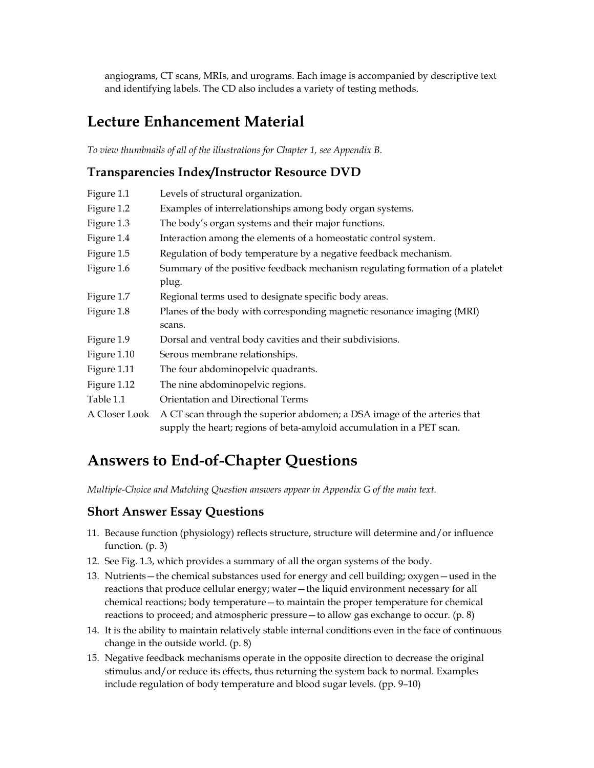angiograms, CT scans, MRIs, and urograms. Each image is accompanied by descriptive text and identifying labels. The CD also includes a variety of testing methods.

## Lecture Enhancement Material

*To view thumbnails of all of the illustrations for Chapter 1, see Appendix B.*

### Transparencies Index/Instructor Resource DVD

| | |
|---|---|
| Figure 1.1 | Levels of structural organization. |
| Figure 1.2 | Examples of interrelationships among body organ systems. |
| Figure 1.3 | The body's organ systems and their major functions. |
| Figure 1.4 | Interaction among the elements of a homeostatic control system. |
| Figure 1.5 | Regulation of body temperature by a negative feedback mechanism. |
| Figure 1.6 | Summary of the positive feedback mechanism regulating formation of a platelet plug. |
| Figure 1.7 | Regional terms used to designate specific body areas. |
| Figure 1.8 | Planes of the body with corresponding magnetic resonance imaging (MRI) scans. |
| Figure 1.9 | Dorsal and ventral body cavities and their subdivisions. |
| Figure 1.10 | Serous membrane relationships. |
| Figure 1.11 | The four abdominopelvic quadrants. |
| Figure 1.12 | The nine abdominopelvic regions. |
| Table 1.1 | Orientation and Directional Terms |
| A Closer Look | A CT scan through the superior abdomen; a DSA image of the arteries that supply the heart; regions of beta-amyloid accumulation in a PET scan. |

## Answers to End-of-Chapter Questions

*Multiple-Choice and Matching Question answers appear in Appendix G of the main text.*

### Short Answer Essay Questions

11. Because function (physiology) reflects structure, structure will determine and/or influence function. (p. 3)
12. See Fig. 1.3, which provides a summary of all the organ systems of the body.
13. Nutrients—the chemical substances used for energy and cell building; oxygen—used in the reactions that produce cellular energy; water—the liquid environment necessary for all chemical reactions; body temperature—to maintain the proper temperature for chemical reactions to proceed; and atmospheric pressure—to allow gas exchange to occur. (p. 8)
14. It is the ability to maintain relatively stable internal conditions even in the face of continuous change in the outside world. (p. 8)
15. Negative feedback mechanisms operate in the opposite direction to decrease the original stimulus and/or reduce its effects, thus returning the system back to normal. Examples include regulation of body temperature and blood sugar levels. (pp. 9–10)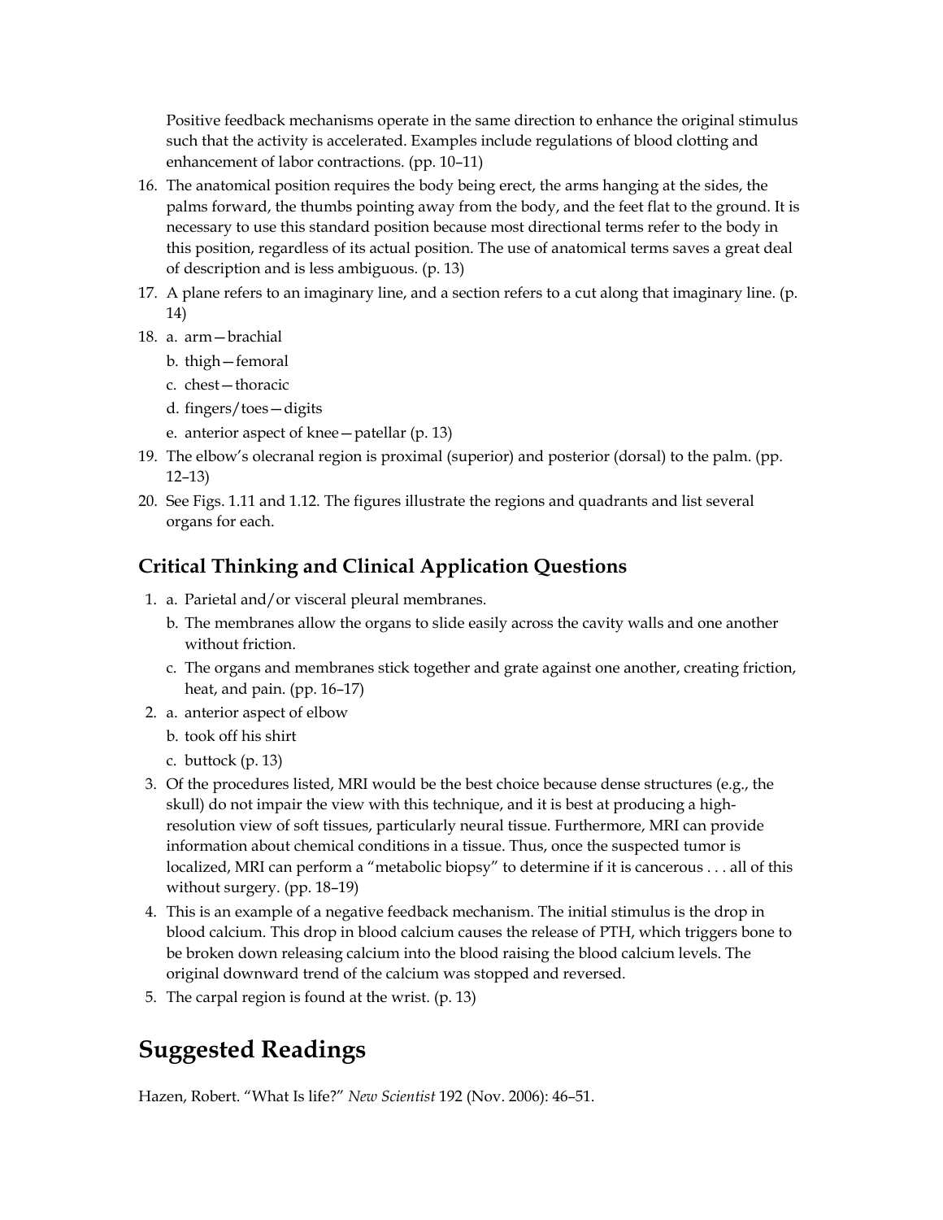Positive feedback mechanisms operate in the same direction to enhance the original stimulus such that the activity is accelerated. Examples include regulations of blood clotting and enhancement of labor contractions. (pp. 10–11)

16. The anatomical position requires the body being erect, the arms hanging at the sides, the palms forward, the thumbs pointing away from the body, and the feet flat to the ground. It is necessary to use this standard position because most directional terms refer to the body in this position, regardless of its actual position. The use of anatomical terms saves a great deal of description and is less ambiguous. (p. 13)
17. A plane refers to an imaginary line, and a section refers to a cut along that imaginary line. (p. 14)
18. a. arm—brachial
    b. thigh—femoral
    c. chest—thoracic
    d. fingers/toes—digits
    e. anterior aspect of knee—patellar (p. 13)
19. The elbow's olecranal region is proximal (superior) and posterior (dorsal) to the palm. (pp. 12–13)
20. See Figs. 1.11 and 1.12. The figures illustrate the regions and quadrants and list several organs for each.

## Critical Thinking and Clinical Application Questions

1. a. Parietal and/or visceral pleural membranes.
   b. The membranes allow the organs to slide easily across the cavity walls and one another without friction.
   c. The organs and membranes stick together and grate against one another, creating friction, heat, and pain. (pp. 16–17)
2. a. anterior aspect of elbow
   b. took off his shirt
   c. buttock (p. 13)
3. Of the procedures listed, MRI would be the best choice because dense structures (e.g., the skull) do not impair the view with this technique, and it is best at producing a high-resolution view of soft tissues, particularly neural tissue. Furthermore, MRI can provide information about chemical conditions in a tissue. Thus, once the suspected tumor is localized, MRI can perform a "metabolic biopsy" to determine if it is cancerous . . . all of this without surgery. (pp. 18–19)
4. This is an example of a negative feedback mechanism. The initial stimulus is the drop in blood calcium. This drop in blood calcium causes the release of PTH, which triggers bone to be broken down releasing calcium into the blood raising the blood calcium levels. The original downward trend of the calcium was stopped and reversed.
5. The carpal region is found at the wrist. (p. 13)

# Suggested Readings

Hazen, Robert. "What Is life?" *New Scientist* 192 (Nov. 2006): 46–51.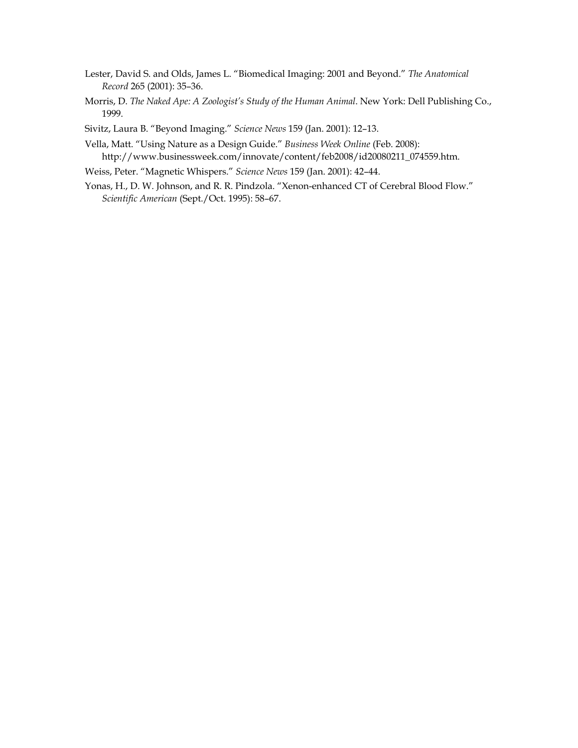Lester, David S. and Olds, James L. “Biomedical Imaging: 2001 and Beyond.” *The Anatomical Record* 265 (2001): 35–36.

Morris, D. *The Naked Ape: A Zoologist’s Study of the Human Animal*. New York: Dell Publishing Co., 1999.

Sivitz, Laura B. “Beyond Imaging.” *Science News* 159 (Jan. 2001): 12–13.

Vella, Matt. “Using Nature as a Design Guide.” *Business Week Online* (Feb. 2008): http://www.businessweek.com/innovate/content/feb2008/id20080211_074559.htm.

Weiss, Peter. “Magnetic Whispers.” *Science News* 159 (Jan. 2001): 42–44.

Yonas, H., D. W. Johnson, and R. R. Pindzola. “Xenon-enhanced CT of Cerebral Blood Flow.” *Scientific American* (Sept./Oct. 1995): 58–67.